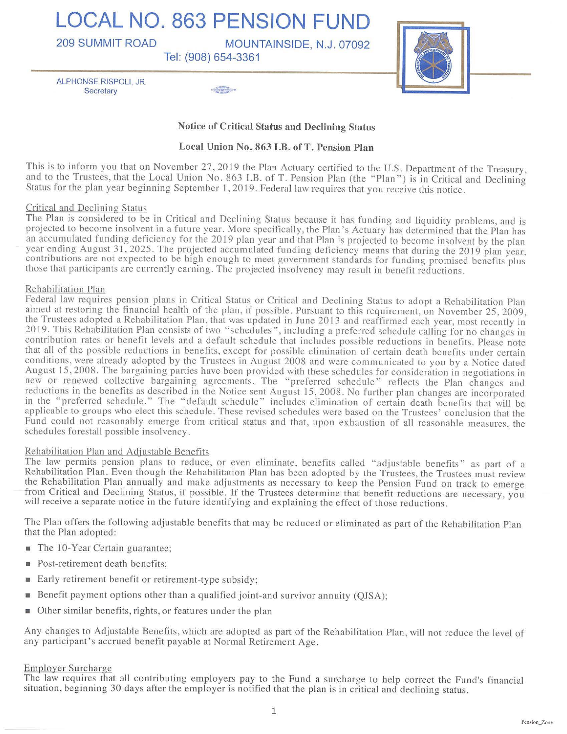# LOCAL NO. 863 PENSION FUND

209 SUMMIT ROAD MOUNTAINSIDE, N.J. 07092

Tel: (908) 654-3361

ALPHONSE RISPOLI, JR.
Secretary

### Notice of Critical Status and Declining Status

### Local Union No. 863 I.B. of T. Pension Plan

This is to inform you that on November 27, 2019 the Plan Actuary certified to the U.S. Department of the Treasury, and to the Trustees, that the Local Union No. 863 I.B. of T. Pension Plan (the "Plan") is in Critical and Declining Status for the plan year beginning September 1, 2019. Federal law requires that you receive this notice.

<u>Critical and Declining Status</u>

The Plan is considered to be in Critical and Declining Status because it has funding and liquidity problems, and is projected to become insolvent in a future year. More specifically, the Plan's Actuary has determined that the Plan has an accumulated funding deficiency for the 2019 plan year and that Plan is projected to become insolvent by the plan year ending August 31, 2025. The projected accumulated funding deficiency means that during the 2019 plan year, contributions are not expected to be high enough to meet government standards for funding promised benefits plus those that participants are currently earning. The projected insolvency may result in benefit reductions.

<u>Rehabilitation Plan</u>

Federal law requires pension plans in Critical Status or Critical and Declining Status to adopt a Rehabilitation Plan aimed at restoring the financial health of the plan, if possible. Pursuant to this requirement, on November 25, 2009, the Trustees adopted a Rehabilitation Plan, that was updated in June 2013 and reaffirmed each year, most recently in 2019. This Rehabilitation Plan consists of two "schedules", including a preferred schedule calling for no changes in contribution rates or benefit levels and a default schedule that includes possible reductions in benefits. Please note that all of the possible reductions in benefits, except for possible elimination of certain death benefits under certain conditions, were already adopted by the Trustees in August 2008 and were communicated to you by a Notice dated August 15, 2008. The bargaining parties have been provided with these schedules for consideration in negotiations in new or renewed collective bargaining agreements. The "preferred schedule" reflects the Plan changes and reductions in the benefits as described in the Notice sent August 15, 2008. No further plan changes are incorporated in the "preferred schedule." The "default schedule" includes elimination of certain death benefits that will be applicable to groups who elect this schedule. These revised schedules were based on the Trustees' conclusion that the Fund could not reasonably emerge from critical status and that, upon exhaustion of all reasonable measures, the schedules forestall possible insolvency.

<u>Rehabilitation Plan and Adjustable Benefits</u>

The law permits pension plans to reduce, or even eliminate, benefits called "adjustable benefits" as part of a Rehabilitation Plan. Even though the Rehabilitation Plan has been adopted by the Trustees, the Trustees must review the Rehabilitation Plan annually and make adjustments as necessary to keep the Pension Fund on track to emerge from Critical and Declining Status, if possible. If the Trustees determine that benefit reductions are necessary, you will receive a separate notice in the future identifying and explaining the effect of those reductions.

The Plan offers the following adjustable benefits that may be reduced or eliminated as part of the Rehabilitation Plan that the Plan adopted:

- The 10-Year Certain guarantee;
- Post-retirement death benefits;
- Early retirement benefit or retirement-type subsidy;
- Benefit payment options other than a qualified joint-and survivor annuity (QJSA);
- Other similar benefits, rights, or features under the plan

Any changes to Adjustable Benefits, which are adopted as part of the Rehabilitation Plan, will not reduce the level of any participant's accrued benefit payable at Normal Retirement Age.

<u>Employer Surcharge</u>

The law requires that all contributing employers pay to the Fund a surcharge to help correct the Fund's financial situation, beginning 30 days after the employer is notified that the plan is in critical and declining status.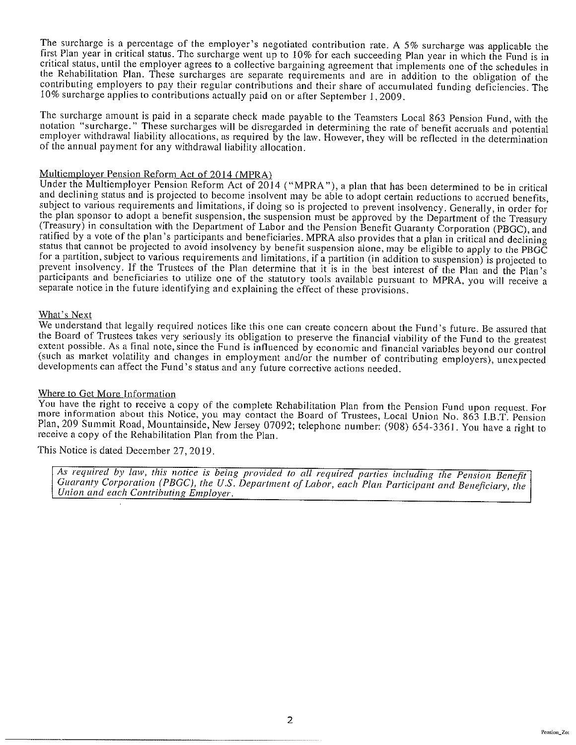The surcharge is a percentage of the employer's negotiated contribution rate. A 5% surcharge was applicable the first Plan year in critical status. The surcharge went up to 10% for each succeeding Plan year in which the Fund is in critical status, until the employer agrees to a collective bargaining agreement that implements one of the schedules in the Rehabilitation Plan. These surcharges are separate requirements and are in addition to the obligation of the contributing employers to pay their regular contributions and their share of accumulated funding deficiencies. The 10% surcharge applies to contributions actually paid on or after September 1, 2009.

The surcharge amount is paid in a separate check made payable to the Teamsters Local 863 Pension Fund, with the notation "surcharge." These surcharges will be disregarded in determining the rate of benefit accruals and potential employer withdrawal liability allocations, as required by the law. However, they will be reflected in the determination of the annual payment for any withdrawal liability allocation.

## Multiemployer Pension Reform Act of 2014 (MPRA)

Under the Multiemployer Pension Reform Act of 2014 ("MPRA"), a plan that has been determined to be in critical and declining status and is projected to become insolvent may be able to adopt certain reductions to accrued benefits, subject to various requirements and limitations, if doing so is projected to prevent insolvency. Generally, in order for the plan sponsor to adopt a benefit suspension, the suspension must be approved by the Department of the Treasury (Treasury) in consultation with the Department of Labor and the Pension Benefit Guaranty Corporation (PBGC), and ratified by a vote of the plan's participants and beneficiaries. MPRA also provides that a plan in critical and declining status that cannot be projected to avoid insolvency by benefit suspension alone, may be eligible to apply to the PBGC for a partition, subject to various requirements and limitations, if a partition (in addition to suspension) is projected to prevent insolvency. If the Trustees of the Plan determine that it is in the best interest of the Plan and the Plan's participants and beneficiaries to utilize one of the statutory tools available pursuant to MPRA, you will receive a separate notice in the future identifying and explaining the effect of these provisions.

## What's Next

We understand that legally required notices like this one can create concern about the Fund's future. Be assured that the Board of Trustees takes very seriously its obligation to preserve the financial viability of the Fund to the greatest extent possible. As a final note, since the Fund is influenced by economic and financial variables beyond our control (such as market volatility and changes in employment and/or the number of contributing employers), unexpected developments can affect the Fund's status and any future corrective actions needed.

## Where to Get More Information

You have the right to receive a copy of the complete Rehabilitation Plan from the Pension Fund upon request. For more information about this Notice, you may contact the Board of Trustees, Local Union No. 863 I.B.T. Pension Plan, 209 Summit Road, Mountainside, New Jersey 07092; telephone number: (908) 654-3361. You have a right to receive a copy of the Rehabilitation Plan from the Plan.

This Notice is dated December 27, 2019.

*As required by law, this notice is being provided to all required parties including the Pension Benefit Guaranty Corporation (PBGC), the U.S. Department of Labor, each Plan Participant and Beneficiary, the Union and each Contributing Employer.*